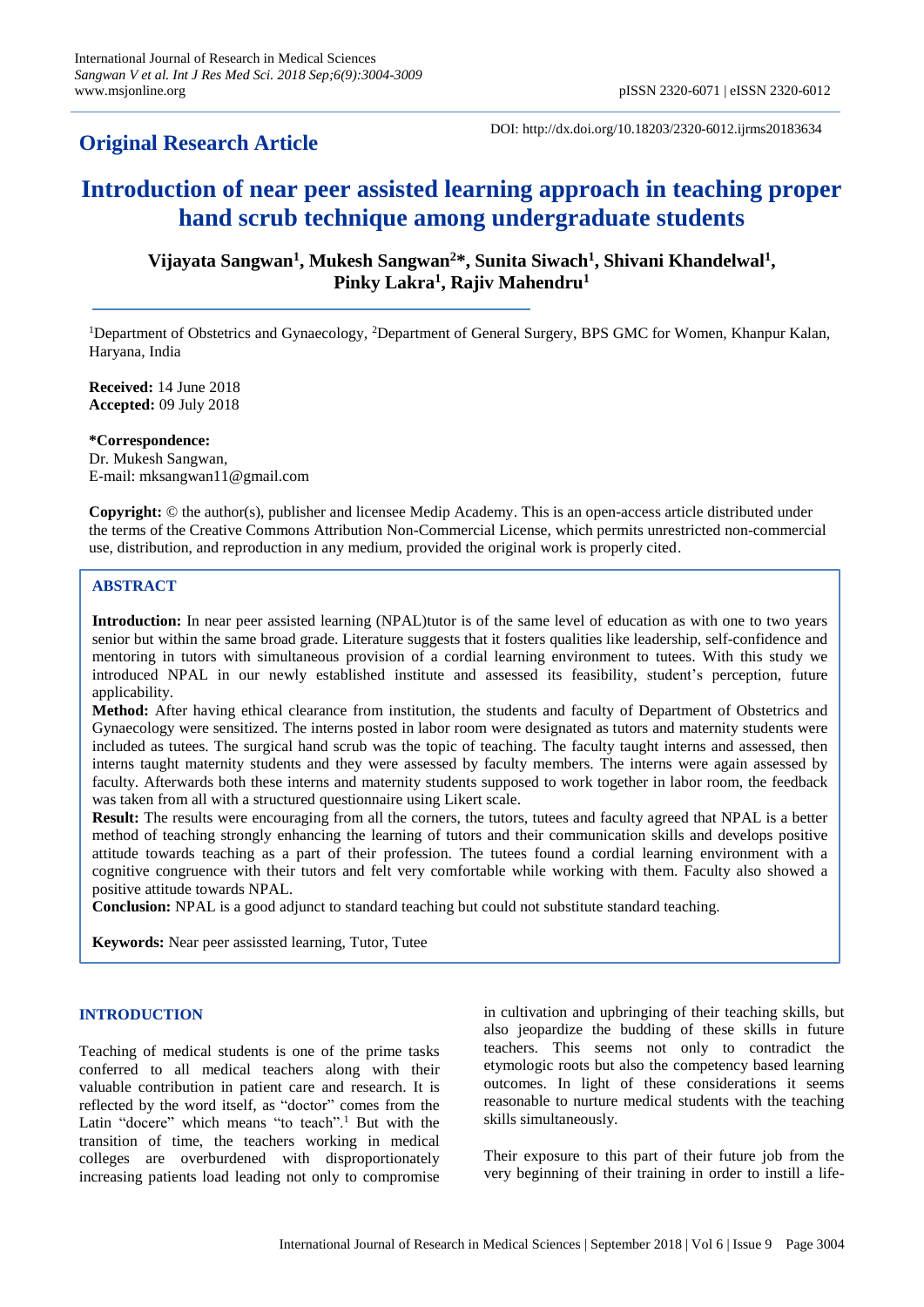**Original Research Article**

DOI: http://dx.doi.org/10.18203/2320-6012.ijrms20183634

# Introduction of near peer assisted learning approach in teaching proper hand scrub technique among undergraduate students

**Vijayata Sangwan[1], Mukesh Sangwan[2]*, Sunita Siwach[1], Shivani Khandelwal[1], Pinky Lakra[1], Rajiv Mahendru[1]**

[1]Department of Obstetrics and Gynaecology, [2]Department of General Surgery, BPS GMC for Women, Khanpur Kalan, Haryana, India

**Received:** 14 June 2018
**Accepted:** 09 July 2018

**\*Correspondence:**
Dr. Mukesh Sangwan,
E-mail: mksangwan11@gmail.com

**Copyright:** © the author(s), publisher and licensee Medip Academy. This is an open-access article distributed under the terms of the Creative Commons Attribution Non-Commercial License, which permits unrestricted non-commercial use, distribution, and reproduction in any medium, provided the original work is properly cited.

## ABSTRACT

**Introduction:** In near peer assisted learning (NPAL)tutor is of the same level of education as with one to two years senior but within the same broad grade. Literature suggests that it fosters qualities like leadership, self-confidence and mentoring in tutors with simultaneous provision of a cordial learning environment to tutees. With this study we introduced NPAL in our newly established institute and assessed its feasibility, student's perception, future applicability.

**Method:** After having ethical clearance from institution, the students and faculty of Department of Obstetrics and Gynaecology were sensitized. The interns posted in labor room were designated as tutors and maternity students were included as tutees. The surgical hand scrub was the topic of teaching. The faculty taught interns and assessed, then interns taught maternity students and they were assessed by faculty members. The interns were again assessed by faculty. Afterwards both these interns and maternity students supposed to work together in labor room, the feedback was taken from all with a structured questionnaire using Likert scale.

**Result:** The results were encouraging from all the corners, the tutors, tutees and faculty agreed that NPAL is a better method of teaching strongly enhancing the learning of tutors and their communication skills and develops positive attitude towards teaching as a part of their profession. The tutees found a cordial learning environment with a cognitive congruence with their tutors and felt very comfortable while working with them. Faculty also showed a positive attitude towards NPAL.

**Conclusion:** NPAL is a good adjunct to standard teaching but could not substitute standard teaching.

**Keywords:** Near peer assissted learning, Tutor, Tutee

## INTRODUCTION

Teaching of medical students is one of the prime tasks conferred to all medical teachers along with their valuable contribution in patient care and research. It is reflected by the word itself, as "doctor" comes from the Latin "docere" which means "to teach".[1] But with the transition of time, the teachers working in medical colleges are overburdened with disproportionately increasing patients load leading not only to compromise in cultivation and upbringing of their teaching skills, but also jeopardize the budding of these skills in future teachers. This seems not only to contradict the etymologic roots but also the competency based learning outcomes. In light of these considerations it seems reasonable to nurture medical students with the teaching skills simultaneously.

Their exposure to this part of their future job from the very beginning of their training in order to instill a life-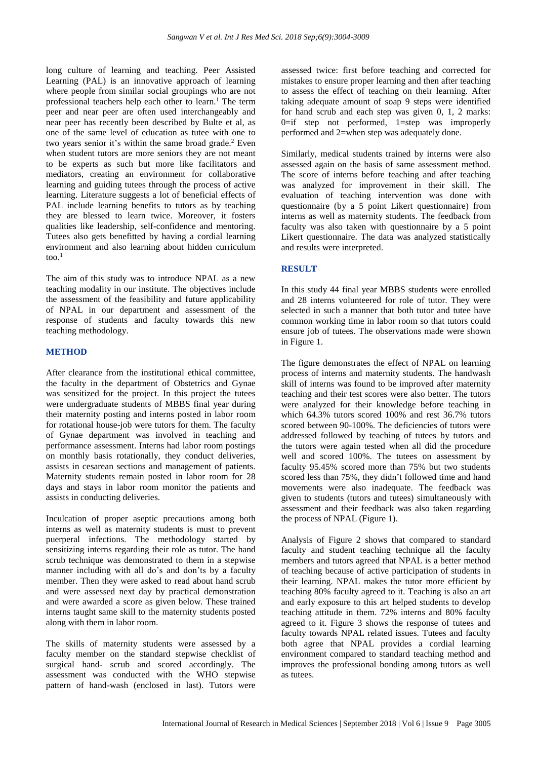long culture of learning and teaching. Peer Assisted Learning (PAL) is an innovative approach of learning where people from similar social groupings who are not professional teachers help each other to learn.[1] The term peer and near peer are often used interchangeably and near peer has recently been described by Bulte et al, as one of the same level of education as tutee with one to two years senior it's within the same broad grade.[2] Even when student tutors are more seniors they are not meant to be experts as such but more like facilitators and mediators, creating an environment for collaborative learning and guiding tutees through the process of active learning. Literature suggests a lot of beneficial effects of PAL include learning benefits to tutors as by teaching they are blessed to learn twice. Moreover, it fosters qualities like leadership, self-confidence and mentoring. Tutees also gets benefitted by having a cordial learning environment and also learning about hidden curriculum too.[1]

The aim of this study was to introduce NPAL as a new teaching modality in our institute. The objectives include the assessment of the feasibility and future applicability of NPAL in our department and assessment of the response of students and faculty towards this new teaching methodology.

## METHOD

After clearance from the institutional ethical committee, the faculty in the department of Obstetrics and Gynae was sensitized for the project. In this project the tutees were undergraduate students of MBBS final year during their maternity posting and interns posted in labor room for rotational house-job were tutors for them. The faculty of Gynae department was involved in teaching and performance assessment. Interns had labor room postings on monthly basis rotationally, they conduct deliveries, assists in cesarean sections and management of patients. Maternity students remain posted in labor room for 28 days and stays in labor room monitor the patients and assists in conducting deliveries.

Inculcation of proper aseptic precautions among both interns as well as maternity students is must to prevent puerperal infections. The methodology started by sensitizing interns regarding their role as tutor. The hand scrub technique was demonstrated to them in a stepwise manner including with all do's and don'ts by a faculty member. Then they were asked to read about hand scrub and were assessed next day by practical demonstration and were awarded a score as given below. These trained interns taught same skill to the maternity students posted along with them in labor room.

The skills of maternity students were assessed by a faculty member on the standard stepwise checklist of surgical hand- scrub and scored accordingly. The assessment was conducted with the WHO stepwise pattern of hand-wash (enclosed in last). Tutors were assessed twice: first before teaching and corrected for mistakes to ensure proper learning and then after teaching to assess the effect of teaching on their learning. After taking adequate amount of soap 9 steps were identified for hand scrub and each step was given 0, 1, 2 marks: 0=if step not performed, 1=step was improperly performed and 2=when step was adequately done.

Similarly, medical students trained by interns were also assessed again on the basis of same assessment method. The score of interns before teaching and after teaching was analyzed for improvement in their skill. The evaluation of teaching intervention was done with questionnaire (by a 5 point Likert questionnaire) from interns as well as maternity students. The feedback from faculty was also taken with questionnaire by a 5 point Likert questionnaire. The data was analyzed statistically and results were interpreted.

## RESULT

In this study 44 final year MBBS students were enrolled and 28 interns volunteered for role of tutor. They were selected in such a manner that both tutor and tutee have common working time in labor room so that tutors could ensure job of tutees. The observations made were shown in Figure 1.

The figure demonstrates the effect of NPAL on learning process of interns and maternity students. The handwash skill of interns was found to be improved after maternity teaching and their test scores were also better. The tutors were analyzed for their knowledge before teaching in which 64.3% tutors scored 100% and rest 36.7% tutors scored between 90-100%. The deficiencies of tutors were addressed followed by teaching of tutees by tutors and the tutors were again tested when all did the procedure well and scored 100%. The tutees on assessment by faculty 95.45% scored more than 75% but two students scored less than 75%, they didn't followed time and hand movements were also inadequate. The feedback was given to students (tutors and tutees) simultaneously with assessment and their feedback was also taken regarding the process of NPAL (Figure 1).

Analysis of Figure 2 shows that compared to standard faculty and student teaching technique all the faculty members and tutors agreed that NPAL is a better method of teaching because of active participation of students in their learning. NPAL makes the tutor more efficient by teaching 80% faculty agreed to it. Teaching is also an art and early exposure to this art helped students to develop teaching attitude in them. 72% interns and 80% faculty agreed to it. Figure 3 shows the response of tutees and faculty towards NPAL related issues. Tutees and faculty both agree that NPAL provides a cordial learning environment compared to standard teaching method and improves the professional bonding among tutors as well as tutees.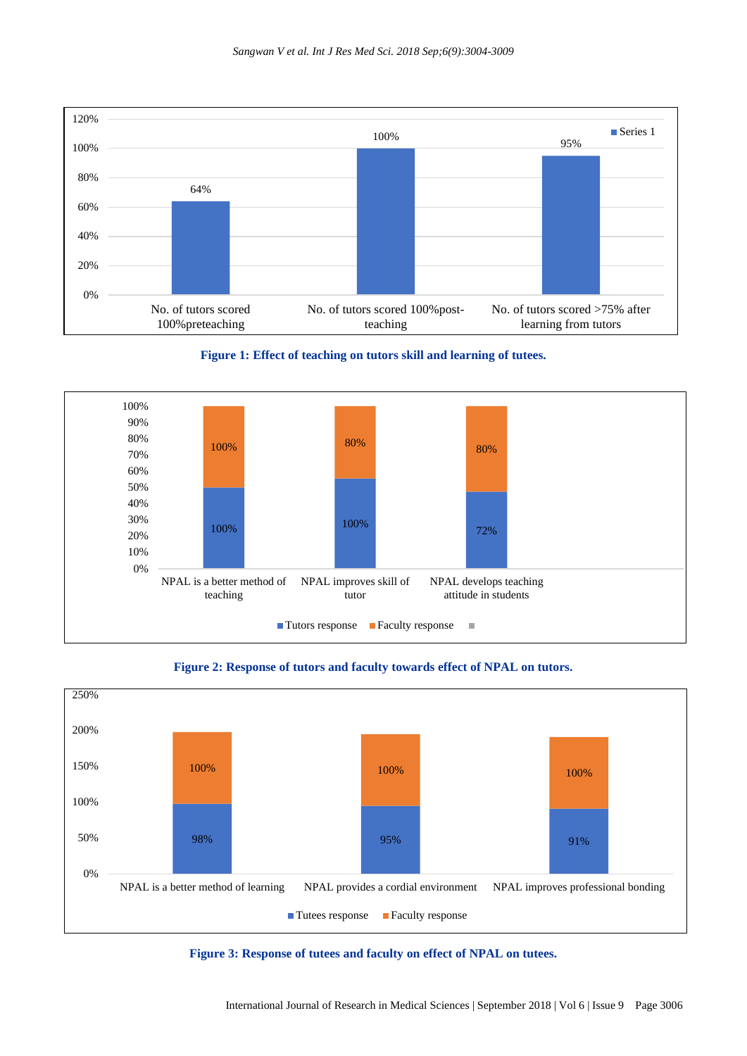**Figure 1: Effect of teaching on tutors skill and learning of tutees.**

**Figure 2: Response of tutors and faculty towards effect of NPAL on tutors.**

**Figure 3: Response of tutees and faculty on effect of NPAL on tutees.**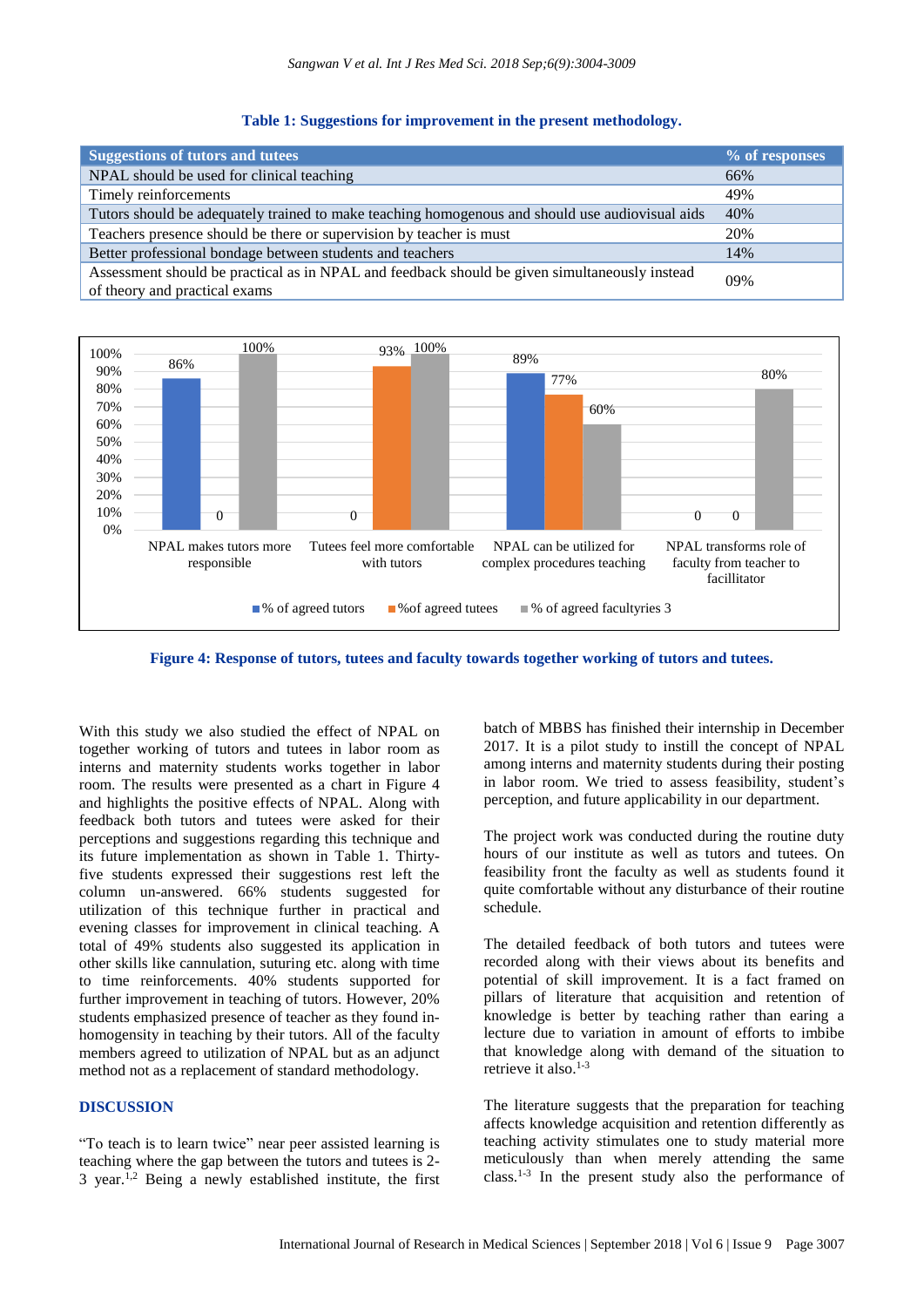**Table 1: Suggestions for improvement in the present methodology.**

| Suggestions of tutors and tutees | % of responses |
|---|---|
| NPAL should be used for clinical teaching | 66% |
| Timely reinforcements | 49% |
| Tutors should be adequately trained to make teaching homogenous and should use audiovisual aids | 40% |
| Teachers presence should be there or supervision by teacher is must | 20% |
| Better professional bondage between students and teachers | 14% |
| Assessment should be practical as in NPAL and feedback should be given simultaneously instead of theory and practical exams | 09% |

| | % of agreed tutors | %of agreed tutees | % of agreed facultyries 3 |
|---|---|---|---|
| NPAL makes tutors more responsible | 86% | 0 | 100% |
| Tutees feel more comfortable with tutors | 0 | 93% | 100% |
| NPAL can be utilized for complex procedures teaching | 89% | 77% | 60% |
| NPAL transforms role of faculty from teacher to facillitator | 0 | 0 | 80% |

**Figure 4: Response of tutors, tutees and faculty towards together working of tutors and tutees.**

With this study we also studied the effect of NPAL on together working of tutors and tutees in labor room as interns and maternity students works together in labor room. The results were presented as a chart in Figure 4 and highlights the positive effects of NPAL. Along with feedback both tutors and tutees were asked for their perceptions and suggestions regarding this technique and its future implementation as shown in Table 1. Thirty-five students expressed their suggestions rest left the column un-answered. 66% students suggested for utilization of this technique further in practical and evening classes for improvement in clinical teaching. A total of 49% students also suggested its application in other skills like cannulation, suturing etc. along with time to time reinforcements. 40% students supported for further improvement in teaching of tutors. However, 20% students emphasized presence of teacher as they found in-homogensity in teaching by their tutors. All of the faculty members agreed to utilization of NPAL but as an adjunct method not as a replacement of standard methodology.

## DISCUSSION

"To teach is to learn twice" near peer assisted learning is teaching where the gap between the tutors and tutees is 2-3 year.[1,2] Being a newly established institute, the first batch of MBBS has finished their internship in December 2017. It is a pilot study to instill the concept of NPAL among interns and maternity students during their posting in labor room. We tried to assess feasibility, student's perception, and future applicability in our department.

The project work was conducted during the routine duty hours of our institute as well as tutors and tutees. On feasibility front the faculty as well as students found it quite comfortable without any disturbance of their routine schedule.

The detailed feedback of both tutors and tutees were recorded along with their views about its benefits and potential of skill improvement. It is a fact framed on pillars of literature that acquisition and retention of knowledge is better by teaching rather than earing a lecture due to variation in amount of efforts to imbibe that knowledge along with demand of the situation to retrieve it also.[1-3]

The literature suggests that the preparation for teaching affects knowledge acquisition and retention differently as teaching activity stimulates one to study material more meticulously than when merely attending the same class.[1-3] In the present study also the performance of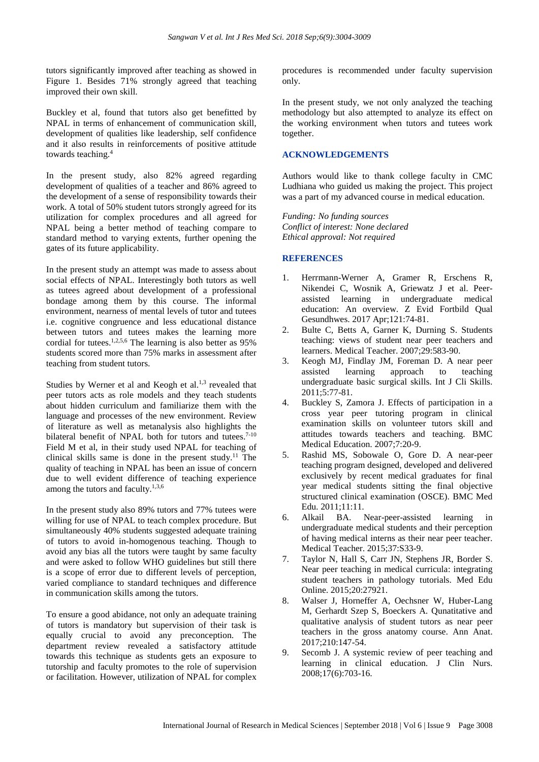tutors significantly improved after teaching as showed in Figure 1. Besides 71% strongly agreed that teaching improved their own skill.

Buckley et al, found that tutors also get benefitted by NPAL in terms of enhancement of communication skill, development of qualities like leadership, self confidence and it also results in reinforcements of positive attitude towards teaching.[4]

In the present study, also 82% agreed regarding development of qualities of a teacher and 86% agreed to the development of a sense of responsibility towards their work. A total of 50% student tutors strongly agreed for its utilization for complex procedures and all agreed for NPAL being a better method of teaching compare to standard method to varying extents, further opening the gates of its future applicability.

In the present study an attempt was made to assess about social effects of NPAL. Interestingly both tutors as well as tutees agreed about development of a professional bondage among them by this course. The informal environment, nearness of mental levels of tutor and tutees i.e. cognitive congruence and less educational distance between tutors and tutees makes the learning more cordial for tutees.[1,2,5,6] The learning is also better as 95% students scored more than 75% marks in assessment after teaching from student tutors.

Studies by Werner et al and Keogh et al.[1,3] revealed that peer tutors acts as role models and they teach students about hidden curriculum and familiarize them with the language and processes of the new environment. Review of literature as well as metanalysis also highlights the bilateral benefit of NPAL both for tutors and tutees.[7-10] Field M et al, in their study used NPAL for teaching of clinical skills same is done in the present study.[11] The quality of teaching in NPAL has been an issue of concern due to well evident difference of teaching experience among the tutors and faculty.[1,3,6]

In the present study also 89% tutors and 77% tutees were willing for use of NPAL to teach complex procedure. But simultaneously 40% students suggested adequate training of tutors to avoid in-homogenous teaching. Though to avoid any bias all the tutors were taught by same faculty and were asked to follow WHO guidelines but still there is a scope of error due to different levels of perception, varied compliance to standard techniques and difference in communication skills among the tutors.

To ensure a good abidance, not only an adequate training of tutors is mandatory but supervision of their task is equally crucial to avoid any preconception. The department review revealed a satisfactory attitude towards this technique as students gets an exposure to tutorship and faculty promotes to the role of supervision or facilitation. However, utilization of NPAL for complex procedures is recommended under faculty supervision only.

In the present study, we not only analyzed the teaching methodology but also attempted to analyze its effect on the working environment when tutors and tutees work together.

## ACKNOWLEDGEMENTS

Authors would like to thank college faculty in CMC Ludhiana who guided us making the project. This project was a part of my advanced course in medical education.

*Funding: No funding sources*
*Conflict of interest: None declared*
*Ethical approval: Not required*

## REFERENCES

1. Herrmann-Werner A, Gramer R, Erschens R, Nikendei C, Wosnik A, Griewatz J et al. Peer-assisted learning in undergraduate medical education: An overview. Z Evid Fortbild Qual Gesundhwes. 2017 Apr;121:74-81.
2. Bulte C, Betts A, Garner K, Durning S. Students teaching: views of student near peer teachers and learners. Medical Teacher. 2007;29:583-90.
3. Keogh MJ, Findlay JM, Foreman D. A near peer assisted learning approach to teaching undergraduate basic surgical skills. Int J Cli Skills. 2011;5:77-81.
4. Buckley S, Zamora J. Effects of participation in a cross year peer tutoring program in clinical examination skills on volunteer tutors skill and attitudes towards teachers and teaching. BMC Medical Education. 2007;7:20-9.
5. Rashid MS, Sobowale O, Gore D. A near-peer teaching program designed, developed and delivered exclusively by recent medical graduates for final year medical students sitting the final objective structured clinical examination (OSCE). BMC Med Edu. 2011;11:11.
6. Alkail BA. Near-peer-assisted learning in undergraduate medical students and their perception of having medical interns as their near peer teacher. Medical Teacher. 2015;37:S33-9.
7. Taylor N, Hall S, Carr JN, Stephens JR, Border S. Near peer teaching in medical curricula: integrating student teachers in pathology tutorials. Med Edu Online. 2015;20:27921.
8. Walser J, Horneffer A, Oechsner W, Huber-Lang M, Gerhardt Szep S, Boeckers A. Qunatitative and qualitative analysis of student tutors as near peer teachers in the gross anatomy course. Ann Anat. 2017;210:147-54.
9. Secomb J. A systemic review of peer teaching and learning in clinical education. J Clin Nurs. 2008;17(6):703-16.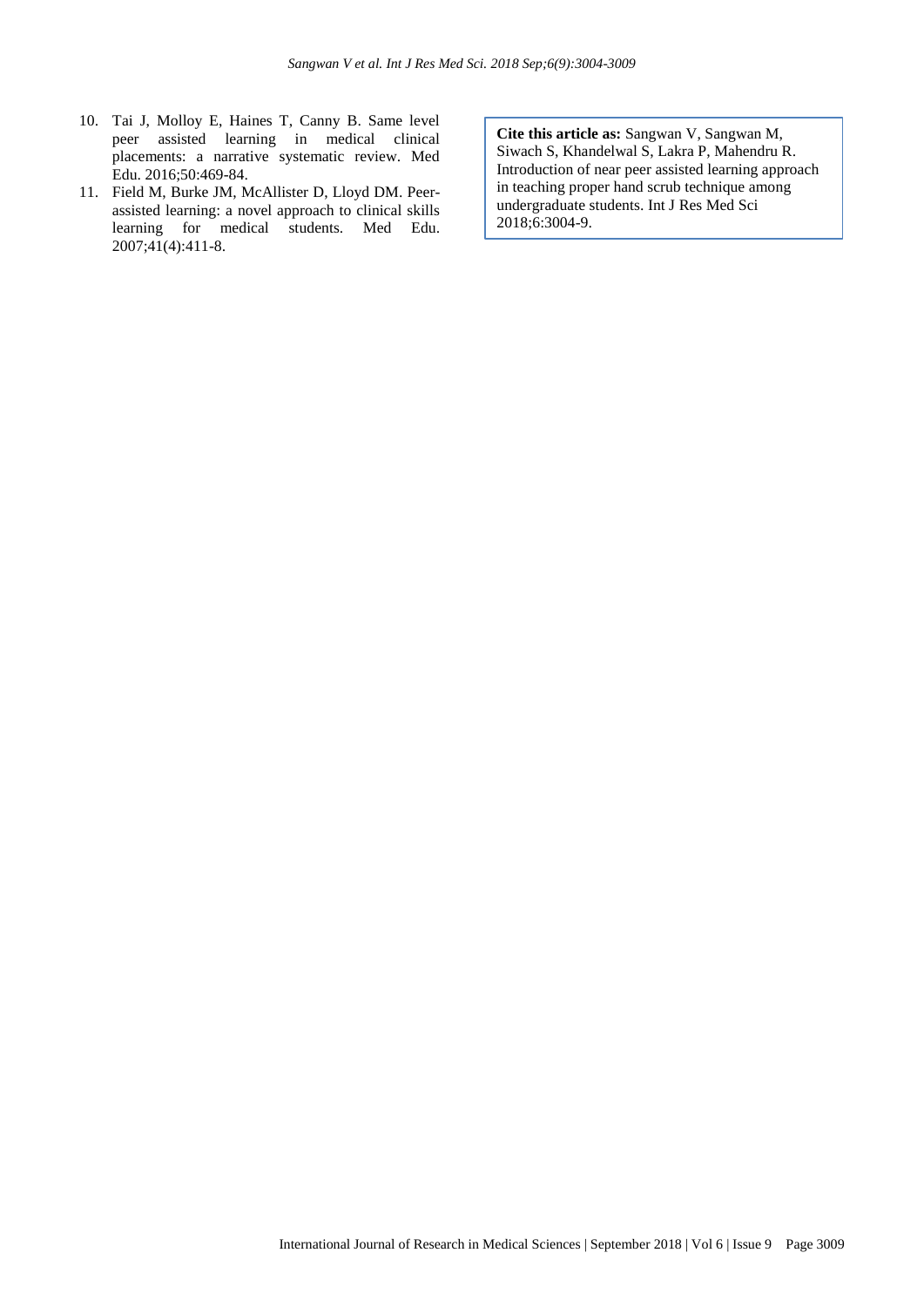10. Tai J, Molloy E, Haines T, Canny B. Same level peer assisted learning in medical clinical placements: a narrative systematic review. Med Edu. 2016;50:469-84.
11. Field M, Burke JM, McAllister D, Lloyd DM. Peer-assisted learning: a novel approach to clinical skills learning for medical students. Med Edu. 2007;41(4):411-8.

**Cite this article as:** Sangwan V, Sangwan M, Siwach S, Khandelwal S, Lakra P, Mahendru R. Introduction of near peer assisted learning approach in teaching proper hand scrub technique among undergraduate students. Int J Res Med Sci 2018;6:3004-9.